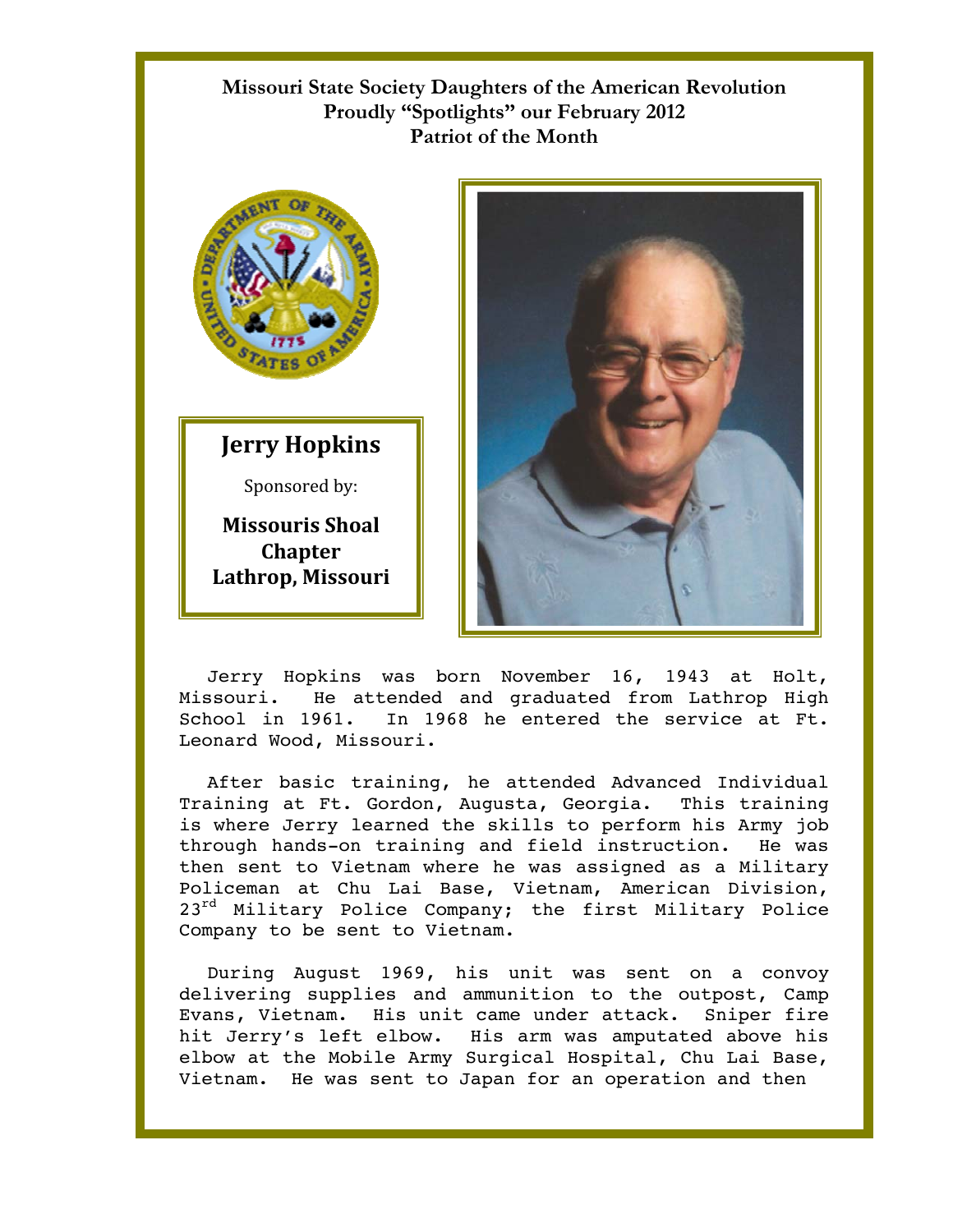# Missouri State Society Daughters of the American Revolution Proudly "Spotlights" our February 2012 Patriot of the Month

## Jerry Hopkins

Sponsored by:

**Missouris Shoal Chapter**
**Lathrop, Missouri**

Jerry Hopkins was born November 16, 1943 at Holt, Missouri. He attended and graduated from Lathrop High School in 1961. In 1968 he entered the service at Ft. Leonard Wood, Missouri.

After basic training, he attended Advanced Individual Training at Ft. Gordon, Augusta, Georgia. This training is where Jerry learned the skills to perform his Army job through hands-on training and field instruction. He was then sent to Vietnam where he was assigned as a Military Policeman at Chu Lai Base, Vietnam, American Division, 23rd Military Police Company; the first Military Police Company to be sent to Vietnam.

During August 1969, his unit was sent on a convoy delivering supplies and ammunition to the outpost, Camp Evans, Vietnam. His unit came under attack. Sniper fire hit Jerry's left elbow. His arm was amputated above his elbow at the Mobile Army Surgical Hospital, Chu Lai Base, Vietnam. He was sent to Japan for an operation and then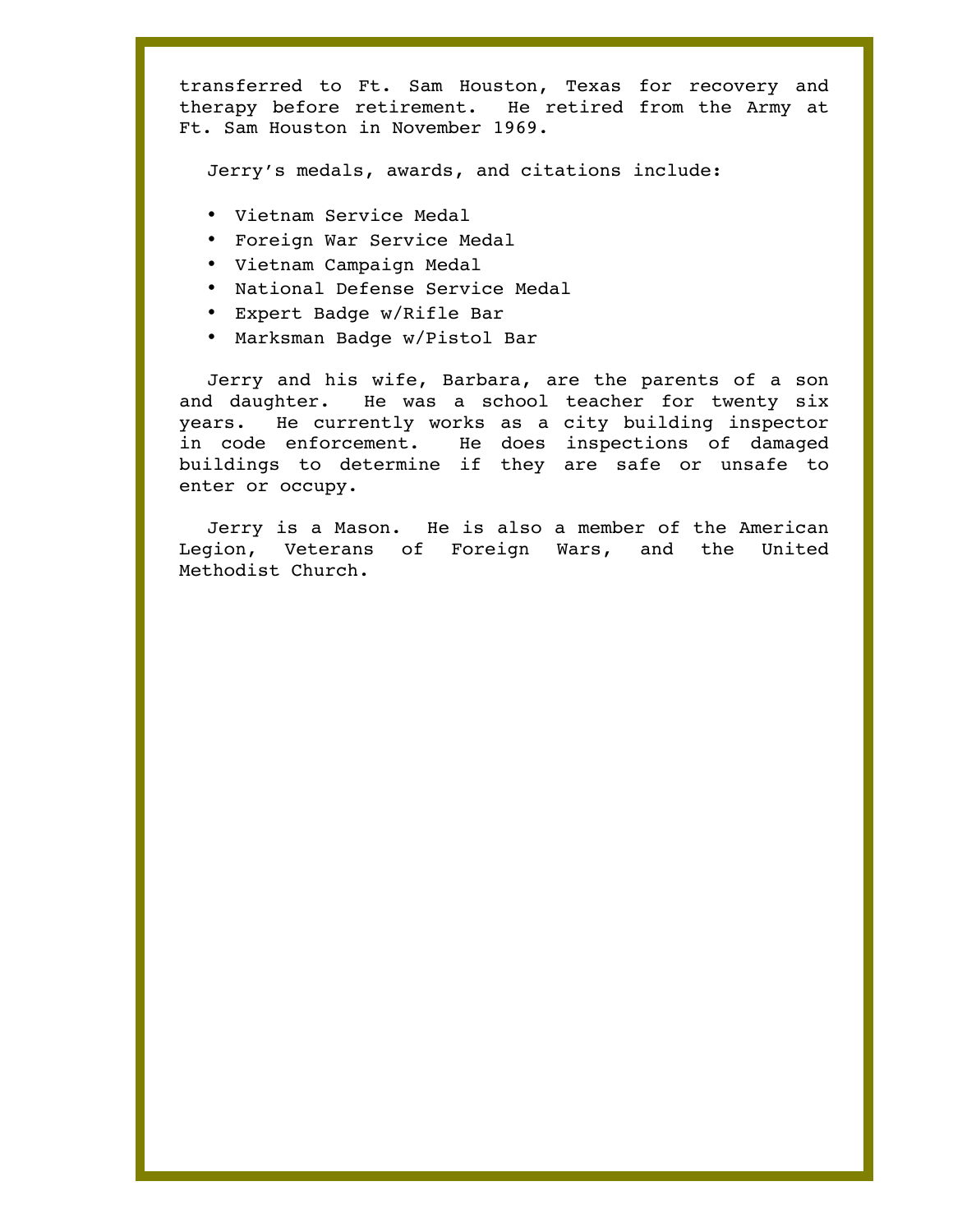transferred to Ft. Sam Houston, Texas for recovery and therapy before retirement. He retired from the Army at Ft. Sam Houston in November 1969.

Jerry's medals, awards, and citations include:

- Vietnam Service Medal
- Foreign War Service Medal
- Vietnam Campaign Medal
- National Defense Service Medal
- Expert Badge w/Rifle Bar
- Marksman Badge w/Pistol Bar

Jerry and his wife, Barbara, are the parents of a son and daughter. He was a school teacher for twenty six years. He currently works as a city building inspector in code enforcement. He does inspections of damaged buildings to determine if they are safe or unsafe to enter or occupy.

Jerry is a Mason. He is also a member of the American Legion, Veterans of Foreign Wars, and the United Methodist Church.